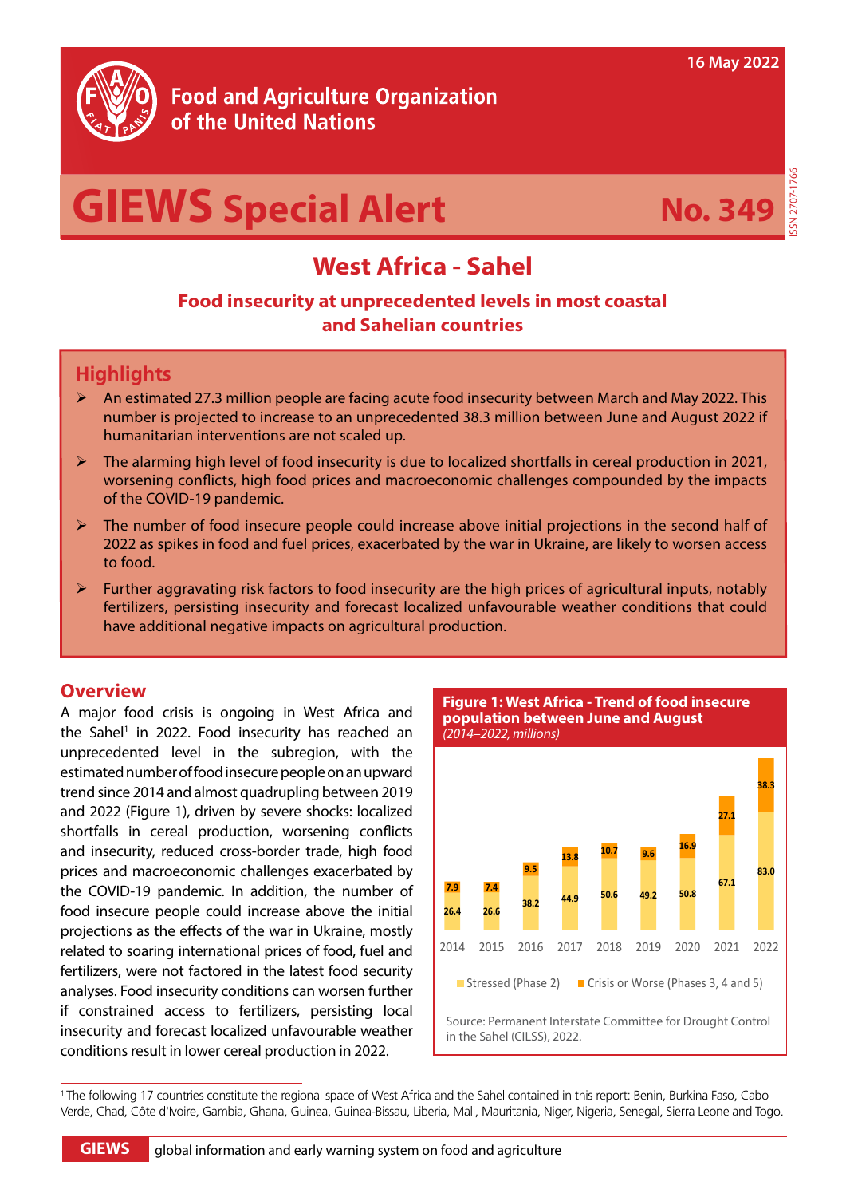# Food and Agriculture Organization of the United Nations

16 May 2022

# GIEWS Special Alert No. 349

ISSN 2707-1766

## West Africa - Sahel

### Food insecurity at unprecedented levels in most coastal and Sahelian countries

## Highlights

- An estimated 27.3 million people are facing acute food insecurity between March and May 2022. This number is projected to increase to an unprecedented 38.3 million between June and August 2022 if humanitarian interventions are not scaled up.
- The alarming high level of food insecurity is due to localized shortfalls in cereal production in 2021, worsening conflicts, high food prices and macroeconomic challenges compounded by the impacts of the COVID-19 pandemic.
- The number of food insecure people could increase above initial projections in the second half of 2022 as spikes in food and fuel prices, exacerbated by the war in Ukraine, are likely to worsen access to food.
- Further aggravating risk factors to food insecurity are the high prices of agricultural inputs, notably fertilizers, persisting insecurity and forecast localized unfavourable weather conditions that could have additional negative impacts on agricultural production.

## Overview

A major food crisis is ongoing in West Africa and the Sahel[1] in 2022. Food insecurity has reached an unprecedented level in the subregion, with the estimated number of food insecure people on an upward trend since 2014 and almost quadrupling between 2019 and 2022 (Figure 1), driven by severe shocks: localized shortfalls in cereal production, worsening conflicts and insecurity, reduced cross-border trade, high food prices and macroeconomic challenges exacerbated by the COVID-19 pandemic. In addition, the number of food insecure people could increase above the initial projections as the effects of the war in Ukraine, mostly related to soaring international prices of food, fuel and fertilizers, were not factored in the latest food security analyses. Food insecurity conditions can worsen further if constrained access to fertilizers, persisting local insecurity and forecast localized unfavourable weather conditions result in lower cereal production in 2022.

**Figure 1: West Africa - Trend of food insecure population between June and August**
*(2014–2022, millions)*

| Year | Stressed (Phase 2) | Crisis or Worse (Phases 3, 4 and 5) |
|---|---|---|
| 2014 | 26.4 | 7.9 |
| 2015 | 26.6 | 7.4 |
| 2016 | 38.2 | 9.5 |
| 2017 | 44.9 | 13.8 |
| 2018 | 50.6 | 10.7 |
| 2019 | 49.2 | 9.6 |
| 2020 | 50.8 | 16.9 |
| 2021 | 67.1 | 27.1 |
| 2022 | 83.0 | 38.3 |

Source: Permanent Interstate Committee for Drought Control in the Sahel (CILSS), 2022.

[1] The following 17 countries constitute the regional space of West Africa and the Sahel contained in this report: Benin, Burkina Faso, Cabo Verde, Chad, Côte d'Ivoire, Gambia, Ghana, Guinea, Guinea-Bissau, Liberia, Mali, Mauritania, Niger, Nigeria, Senegal, Sierra Leone and Togo.

GIEWS global information and early warning system on food and agriculture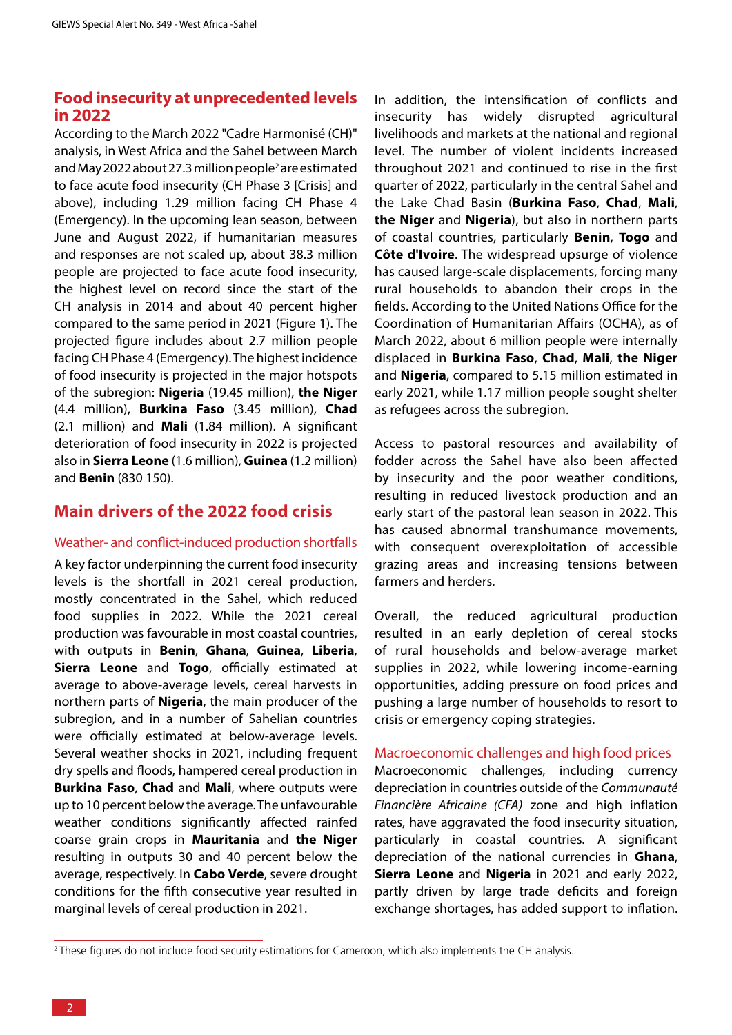## Food insecurity at unprecedented levels in 2022

According to the March 2022 "Cadre Harmonisé (CH)" analysis, in West Africa and the Sahel between March and May 2022 about 27.3 million people[2] are estimated to face acute food insecurity (CH Phase 3 [Crisis] and above), including 1.29 million facing CH Phase 4 (Emergency). In the upcoming lean season, between June and August 2022, if humanitarian measures and responses are not scaled up, about 38.3 million people are projected to face acute food insecurity, the highest level on record since the start of the CH analysis in 2014 and about 40 percent higher compared to the same period in 2021 (Figure 1). The projected figure includes about 2.7 million people facing CH Phase 4 (Emergency). The highest incidence of food insecurity is projected in the major hotspots of the subregion: **Nigeria** (19.45 million), **the Niger** (4.4 million), **Burkina Faso** (3.45 million), **Chad** (2.1 million) and **Mali** (1.84 million). A significant deterioration of food insecurity in 2022 is projected also in **Sierra Leone** (1.6 million), **Guinea** (1.2 million) and **Benin** (830 150).

## Main drivers of the 2022 food crisis

### Weather- and conflict-induced production shortfalls

A key factor underpinning the current food insecurity levels is the shortfall in 2021 cereal production, mostly concentrated in the Sahel, which reduced food supplies in 2022. While the 2021 cereal production was favourable in most coastal countries, with outputs in **Benin**, **Ghana**, **Guinea**, **Liberia**, **Sierra Leone** and **Togo**, officially estimated at average to above-average levels, cereal harvests in northern parts of **Nigeria**, the main producer of the subregion, and in a number of Sahelian countries were officially estimated at below-average levels. Several weather shocks in 2021, including frequent dry spells and floods, hampered cereal production in **Burkina Faso**, **Chad** and **Mali**, where outputs were up to 10 percent below the average. The unfavourable weather conditions significantly affected rainfed coarse grain crops in **Mauritania** and **the Niger** resulting in outputs 30 and 40 percent below the average, respectively. In **Cabo Verde**, severe drought conditions for the fifth consecutive year resulted in marginal levels of cereal production in 2021.

In addition, the intensification of conflicts and insecurity has widely disrupted agricultural livelihoods and markets at the national and regional level. The number of violent incidents increased throughout 2021 and continued to rise in the first quarter of 2022, particularly in the central Sahel and the Lake Chad Basin (**Burkina Faso**, **Chad**, **Mali**, **the Niger** and **Nigeria**), but also in northern parts of coastal countries, particularly **Benin**, **Togo** and **Côte d'Ivoire**. The widespread upsurge of violence has caused large-scale displacements, forcing many rural households to abandon their crops in the fields. According to the United Nations Office for the Coordination of Humanitarian Affairs (OCHA), as of March 2022, about 6 million people were internally displaced in **Burkina Faso**, **Chad**, **Mali**, **the Niger** and **Nigeria**, compared to 5.15 million estimated in early 2021, while 1.17 million people sought shelter as refugees across the subregion.

Access to pastoral resources and availability of fodder across the Sahel have also been affected by insecurity and the poor weather conditions, resulting in reduced livestock production and an early start of the pastoral lean season in 2022. This has caused abnormal transhumance movements, with consequent overexploitation of accessible grazing areas and increasing tensions between farmers and herders.

Overall, the reduced agricultural production resulted in an early depletion of cereal stocks of rural households and below-average market supplies in 2022, while lowering income-earning opportunities, adding pressure on food prices and pushing a large number of households to resort to crisis or emergency coping strategies.

### Macroeconomic challenges and high food prices

Macroeconomic challenges, including currency depreciation in countries outside of the *Communauté Financière Africaine (CFA)* zone and high inflation rates, have aggravated the food insecurity situation, particularly in coastal countries. A significant depreciation of the national currencies in **Ghana**, **Sierra Leone** and **Nigeria** in 2021 and early 2022, partly driven by large trade deficits and foreign exchange shortages, has added support to inflation.

[2] These figures do not include food security estimations for Cameroon, which also implements the CH analysis.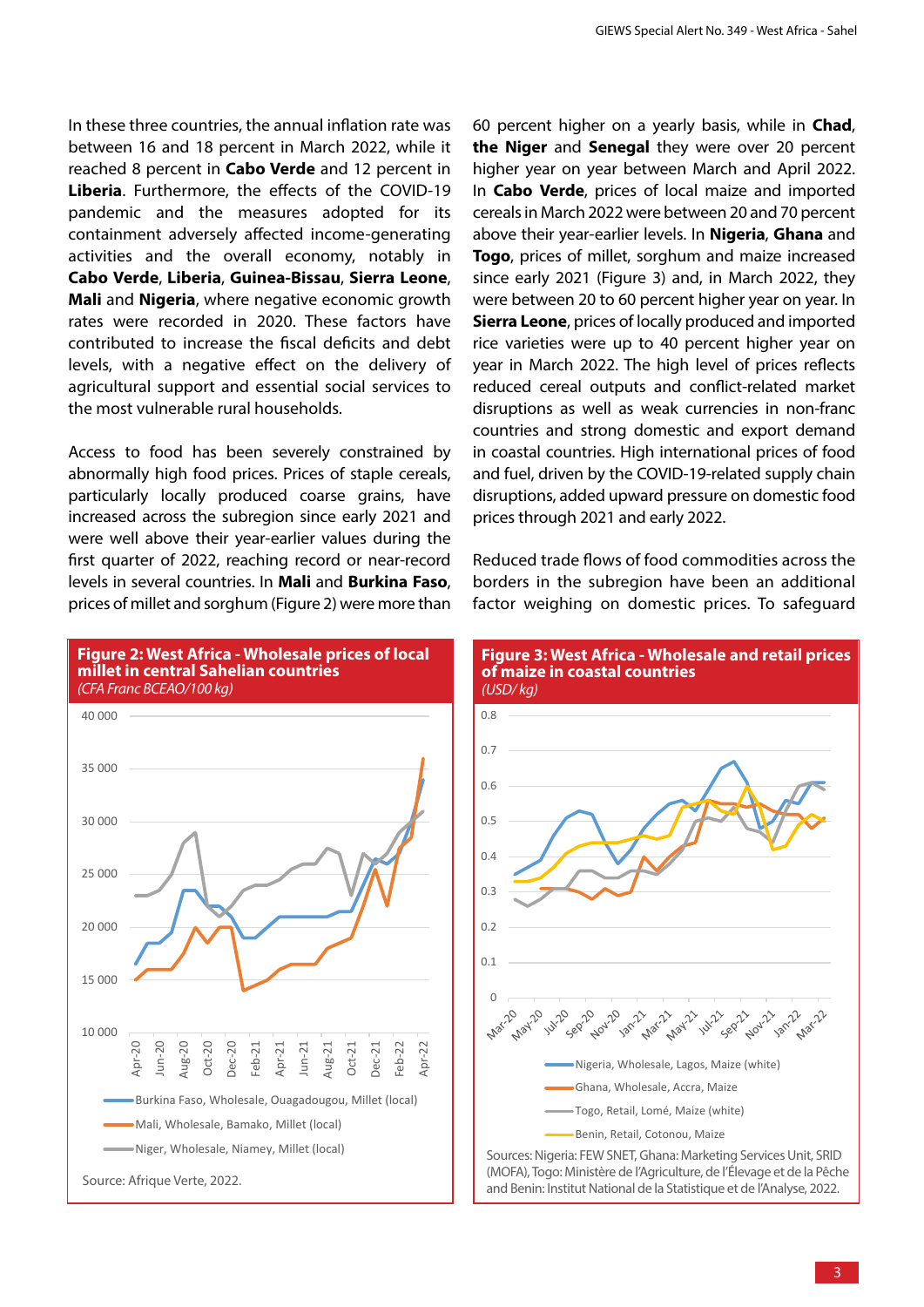In these three countries, the annual inflation rate was between 16 and 18 percent in March 2022, while it reached 8 percent in **Cabo Verde** and 12 percent in **Liberia**. Furthermore, the effects of the COVID-19 pandemic and the measures adopted for its containment adversely affected income-generating activities and the overall economy, notably in **Cabo Verde**, **Liberia**, **Guinea-Bissau**, **Sierra Leone**, **Mali** and **Nigeria**, where negative economic growth rates were recorded in 2020. These factors have contributed to increase the fiscal deficits and debt levels, with a negative effect on the delivery of agricultural support and essential social services to the most vulnerable rural households.

Access to food has been severely constrained by abnormally high food prices. Prices of staple cereals, particularly locally produced coarse grains, have increased across the subregion since early 2021 and were well above their year-earlier values during the first quarter of 2022, reaching record or near-record levels in several countries. In **Mali** and **Burkina Faso**, prices of millet and sorghum (Figure 2) were more than 60 percent higher on a yearly basis, while in **Chad**, **the Niger** and **Senegal** they were over 20 percent higher year on year between March and April 2022. In **Cabo Verde**, prices of local maize and imported cereals in March 2022 were between 20 and 70 percent above their year-earlier levels. In **Nigeria**, **Ghana** and **Togo**, prices of millet, sorghum and maize increased since early 2021 (Figure 3) and, in March 2022, they were between 20 to 60 percent higher year on year. In **Sierra Leone**, prices of locally produced and imported rice varieties were up to 40 percent higher year on year in March 2022. The high level of prices reflects reduced cereal outputs and conflict-related market disruptions as well as weak currencies in non-franc countries and strong domestic and export demand in coastal countries. High international prices of food and fuel, driven by the COVID-19-related supply chain disruptions, added upward pressure on domestic food prices through 2021 and early 2022.

Reduced trade flows of food commodities across the borders in the subregion have been an additional factor weighing on domestic prices. To safeguard

**Figure 2: West Africa - Wholesale prices of local millet in central Sahelian countries**
*(CFA Franc BCEAO/100 kg)*

Burkina Faso, Wholesale, Ouagadougou, Millet (local)
Mali, Wholesale, Bamako, Millet (local)
Niger, Wholesale, Niamey, Millet (local)

Source: Afrique Verte, 2022.

**Figure 3: West Africa - Wholesale and retail prices of maize in coastal countries**
*(USD/ kg)*

Nigeria, Wholesale, Lagos, Maize (white)
Ghana, Wholesale, Accra, Maize
Togo, Retail, Lomé, Maize (white)
Benin, Retail, Cotonou, Maize

Sources: Nigeria: FEW SNET, Ghana: Marketing Services Unit, SRID (MOFA), Togo: Ministère de l'Agriculture, de l'Élevage et de la Pêche and Benin: Institut National de la Statistique et de l'Analyse, 2022.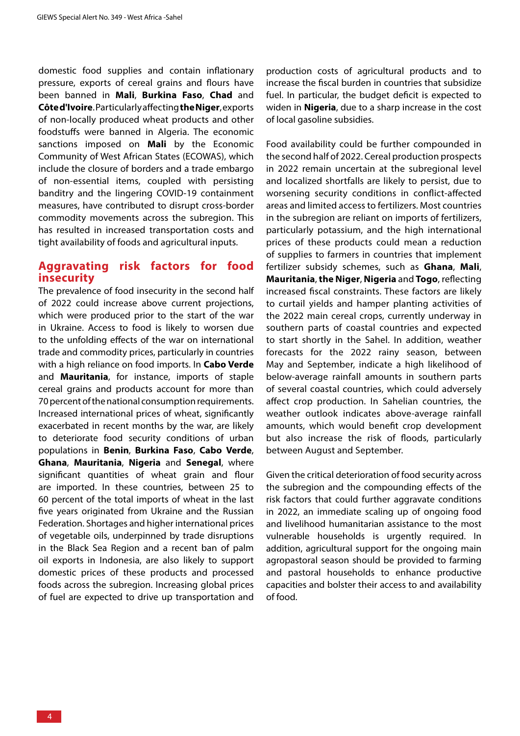domestic food supplies and contain inflationary pressure, exports of cereal grains and flours have been banned in **Mali**, **Burkina Faso**, **Chad** and **Côte d'Ivoire**. Particularly affecting **the Niger**, exports of non-locally produced wheat products and other foodstuffs were banned in Algeria. The economic sanctions imposed on **Mali** by the Economic Community of West African States (ECOWAS), which include the closure of borders and a trade embargo of non-essential items, coupled with persisting banditry and the lingering COVID-19 containment measures, have contributed to disrupt cross-border commodity movements across the subregion. This has resulted in increased transportation costs and tight availability of foods and agricultural inputs.

## Aggravating risk factors for food insecurity

The prevalence of food insecurity in the second half of 2022 could increase above current projections, which were produced prior to the start of the war in Ukraine. Access to food is likely to worsen due to the unfolding effects of the war on international trade and commodity prices, particularly in countries with a high reliance on food imports. In **Cabo Verde** and **Mauritania**, for instance, imports of staple cereal grains and products account for more than 70 percent of the national consumption requirements. Increased international prices of wheat, significantly exacerbated in recent months by the war, are likely to deteriorate food security conditions of urban populations in **Benin**, **Burkina Faso**, **Cabo Verde**, **Ghana**, **Mauritania**, **Nigeria** and **Senegal**, where significant quantities of wheat grain and flour are imported. In these countries, between 25 to 60 percent of the total imports of wheat in the last five years originated from Ukraine and the Russian Federation. Shortages and higher international prices of vegetable oils, underpinned by trade disruptions in the Black Sea Region and a recent ban of palm oil exports in Indonesia, are also likely to support domestic prices of these products and processed foods across the subregion. Increasing global prices of fuel are expected to drive up transportation and production costs of agricultural products and to increase the fiscal burden in countries that subsidize fuel. In particular, the budget deficit is expected to widen in **Nigeria**, due to a sharp increase in the cost of local gasoline subsidies.

Food availability could be further compounded in the second half of 2022. Cereal production prospects in 2022 remain uncertain at the subregional level and localized shortfalls are likely to persist, due to worsening security conditions in conflict-affected areas and limited access to fertilizers. Most countries in the subregion are reliant on imports of fertilizers, particularly potassium, and the high international prices of these products could mean a reduction of supplies to farmers in countries that implement fertilizer subsidy schemes, such as **Ghana**, **Mali**, **Mauritania**, **the Niger**, **Nigeria** and **Togo**, reflecting increased fiscal constraints. These factors are likely to curtail yields and hamper planting activities of the 2022 main cereal crops, currently underway in southern parts of coastal countries and expected to start shortly in the Sahel. In addition, weather forecasts for the 2022 rainy season, between May and September, indicate a high likelihood of below-average rainfall amounts in southern parts of several coastal countries, which could adversely affect crop production. In Sahelian countries, the weather outlook indicates above-average rainfall amounts, which would benefit crop development but also increase the risk of floods, particularly between August and September.

Given the critical deterioration of food security across the subregion and the compounding effects of the risk factors that could further aggravate conditions in 2022, an immediate scaling up of ongoing food and livelihood humanitarian assistance to the most vulnerable households is urgently required. In addition, agricultural support for the ongoing main agropastoral season should be provided to farming and pastoral households to enhance productive capacities and bolster their access to and availability of food.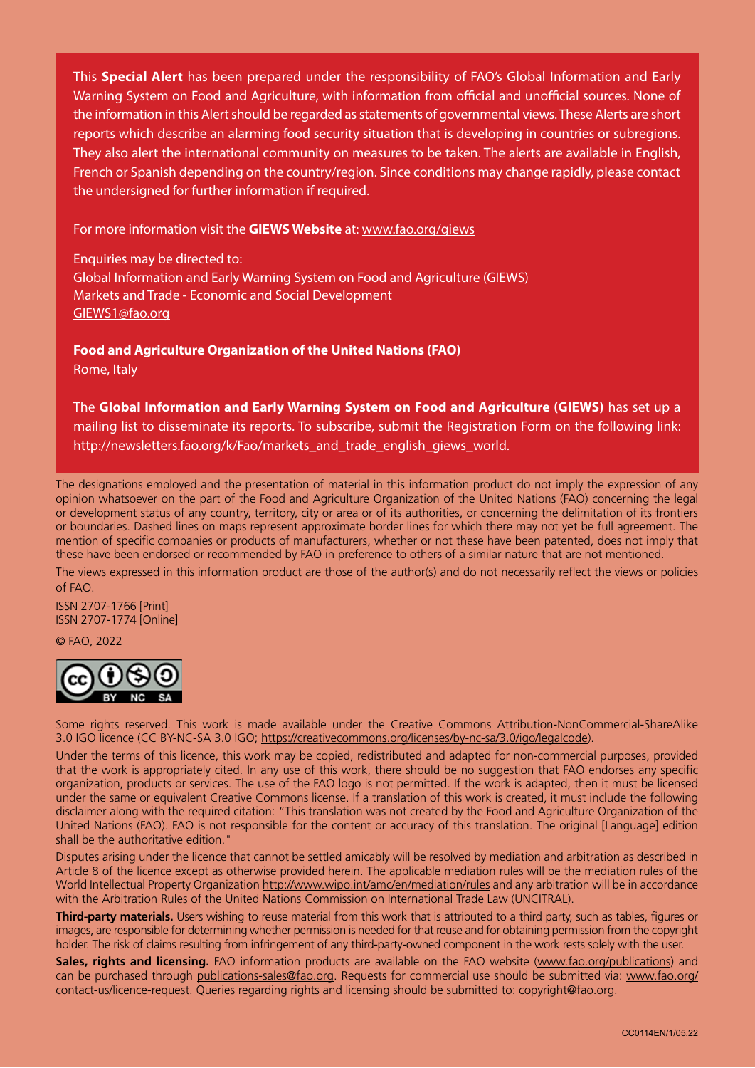This **Special Alert** has been prepared under the responsibility of FAO's Global Information and Early Warning System on Food and Agriculture, with information from official and unofficial sources. None of the information in this Alert should be regarded as statements of governmental views. These Alerts are short reports which describe an alarming food security situation that is developing in countries or subregions. They also alert the international community on measures to be taken. The alerts are available in English, French or Spanish depending on the country/region. Since conditions may change rapidly, please contact the undersigned for further information if required.

For more information visit the **GIEWS Website** at: www.fao.org/giews

Enquiries may be directed to:
Global Information and Early Warning System on Food and Agriculture (GIEWS)
Markets and Trade - Economic and Social Development
GIEWS1@fao.org

**Food and Agriculture Organization of the United Nations (FAO)**
Rome, Italy

The **Global Information and Early Warning System on Food and Agriculture (GIEWS)** has set up a mailing list to disseminate its reports. To subscribe, submit the Registration Form on the following link: http://newsletters.fao.org/k/Fao/markets_and_trade_english_giews_world.

The designations employed and the presentation of material in this information product do not imply the expression of any opinion whatsoever on the part of the Food and Agriculture Organization of the United Nations (FAO) concerning the legal or development status of any country, territory, city or area or of its authorities, or concerning the delimitation of its frontiers or boundaries. Dashed lines on maps represent approximate border lines for which there may not yet be full agreement. The mention of specific companies or products of manufacturers, whether or not these have been patented, does not imply that these have been endorsed or recommended by FAO in preference to others of a similar nature that are not mentioned.

The views expressed in this information product are those of the author(s) and do not necessarily reflect the views or policies of FAO.

ISSN 2707-1766 [Print]
ISSN 2707-1774 [Online]

© FAO, 2022

Some rights reserved. This work is made available under the Creative Commons Attribution-NonCommercial-ShareAlike 3.0 IGO licence (CC BY-NC-SA 3.0 IGO; https://creativecommons.org/licenses/by-nc-sa/3.0/igo/legalcode).

Under the terms of this licence, this work may be copied, redistributed and adapted for non-commercial purposes, provided that the work is appropriately cited. In any use of this work, there should be no suggestion that FAO endorses any specific organization, products or services. The use of the FAO logo is not permitted. If the work is adapted, then it must be licensed under the same or equivalent Creative Commons license. If a translation of this work is created, it must include the following disclaimer along with the required citation: "This translation was not created by the Food and Agriculture Organization of the United Nations (FAO). FAO is not responsible for the content or accuracy of this translation. The original [Language] edition shall be the authoritative edition."

Disputes arising under the licence that cannot be settled amicably will be resolved by mediation and arbitration as described in Article 8 of the licence except as otherwise provided herein. The applicable mediation rules will be the mediation rules of the World Intellectual Property Organization http://www.wipo.int/amc/en/mediation/rules and any arbitration will be in accordance with the Arbitration Rules of the United Nations Commission on International Trade Law (UNCITRAL).

**Third-party materials.** Users wishing to reuse material from this work that is attributed to a third party, such as tables, figures or images, are responsible for determining whether permission is needed for that reuse and for obtaining permission from the copyright holder. The risk of claims resulting from infringement of any third-party-owned component in the work rests solely with the user.

**Sales, rights and licensing.** FAO information products are available on the FAO website (www.fao.org/publications) and can be purchased through publications-sales@fao.org. Requests for commercial use should be submitted via: www.fao.org/contact-us/licence-request. Queries regarding rights and licensing should be submitted to: copyright@fao.org.

CC0114EN/1/05.22